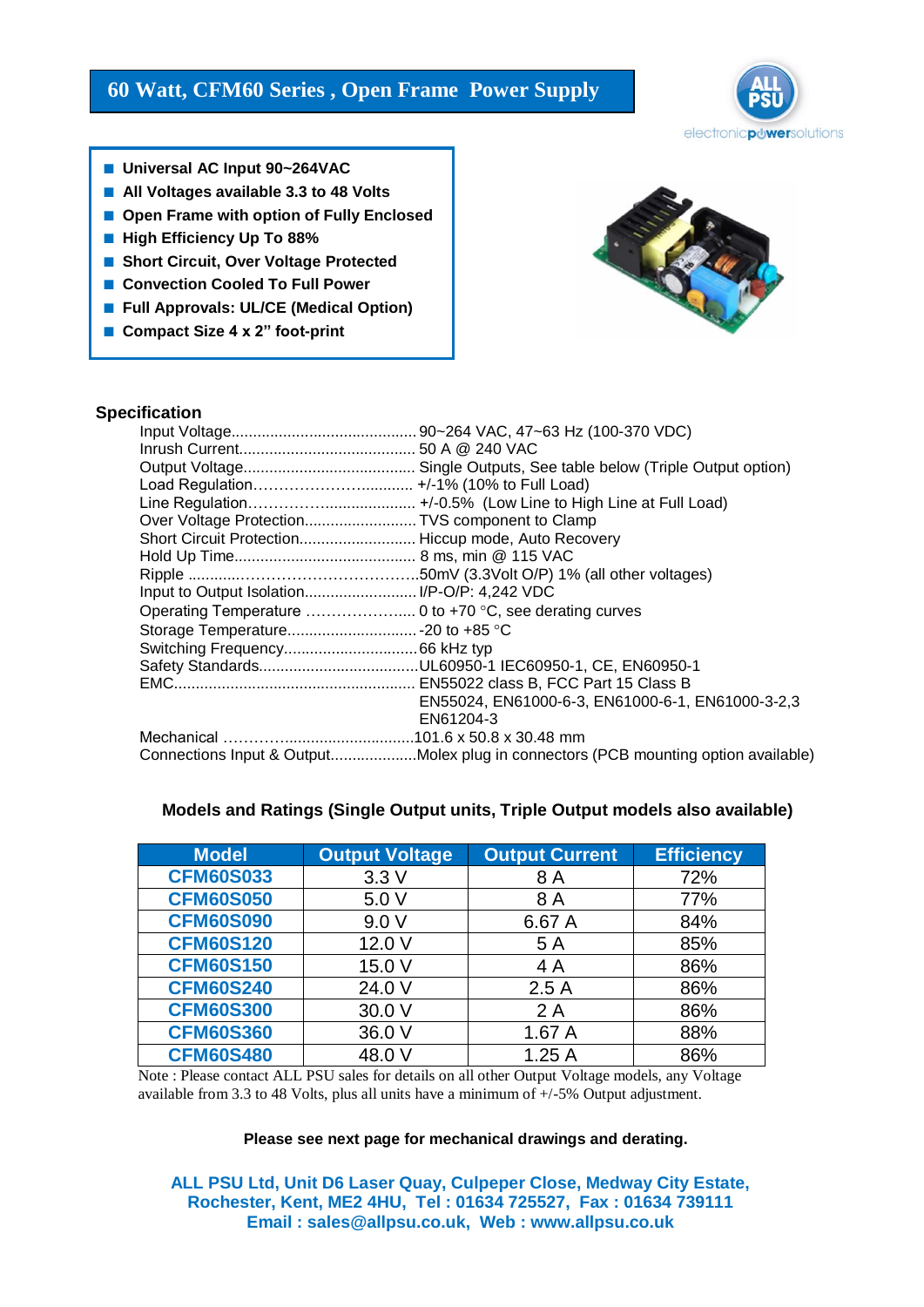# 60 Watt, CFM60 Series , Open Frame Power Supply

ALL PSU electronicpowersolutions

- Universal AC Input 90~264VAC
- All Voltages available 3.3 to 48 Volts
- Open Frame with option of Fully Enclosed
- High Efficiency Up To 88%
- Short Circuit, Over Voltage Protected
- Convection Cooled To Full Power
- Full Approvals: UL/CE (Medical Option)
- Compact Size 4 x 2" foot-print

## Specification

| | |
|---|---|
| Input Voltage | 90~264 VAC, 47~63 Hz (100-370 VDC) |
| Inrush Current | 50 A @ 240 VAC |
| Output Voltage | Single Outputs, See table below (Triple Output option) |
| Load Regulation | +/-1% (10% to Full Load) |
| Line Regulation | +/-0.5% (Low Line to High Line at Full Load) |
| Over Voltage Protection | TVS component to Clamp |
| Short Circuit Protection | Hiccup mode, Auto Recovery |
| Hold Up Time | 8 ms, min @ 115 VAC |
| Ripple | 50mV (3.3Volt O/P) 1% (all other voltages) |
| Input to Output Isolation | I/P-O/P: 4,242 VDC |
| Operating Temperature | 0 to +70 °C, see derating curves |
| Storage Temperature | -20 to +85 °C |
| Switching Frequency | 66 kHz typ |
| Safety Standards | UL60950-1 IEC60950-1, CE, EN60950-1 |
| EMC | EN55022 class B, FCC Part 15 Class B<br>EN55024, EN61000-6-3, EN61000-6-1, EN61000-3-2,3<br>EN61204-3 |
| Mechanical | 101.6 x 50.8 x 30.48 mm |
| Connections Input & Output | Molex plug in connectors (PCB mounting option available) |

### Models and Ratings (Single Output units, Triple Output models also available)

| Model | Output Voltage | Output Current | Efficiency |
|---|---|---|---|
| CFM60S033 | 3.3 V | 8 A | 72% |
| CFM60S050 | 5.0 V | 8 A | 77% |
| CFM60S090 | 9.0 V | 6.67 A | 84% |
| CFM60S120 | 12.0 V | 5 A | 85% |
| CFM60S150 | 15.0 V | 4 A | 86% |
| CFM60S240 | 24.0 V | 2.5 A | 86% |
| CFM60S300 | 30.0 V | 2 A | 86% |
| CFM60S360 | 36.0 V | 1.67 A | 88% |
| CFM60S480 | 48.0 V | 1.25 A | 86% |

Note : Please contact ALL PSU sales for details on all other Output Voltage models, any Voltage available from 3.3 to 48 Volts, plus all units have a minimum of +/-5% Output adjustment.

**Please see next page for mechanical drawings and derating.**

**ALL PSU Ltd, Unit D6 Laser Quay, Culpeper Close, Medway City Estate, Rochester, Kent, ME2 4HU, Tel : 01634 725527, Fax : 01634 739111**
**Email : sales@allpsu.co.uk, Web : www.allpsu.co.uk**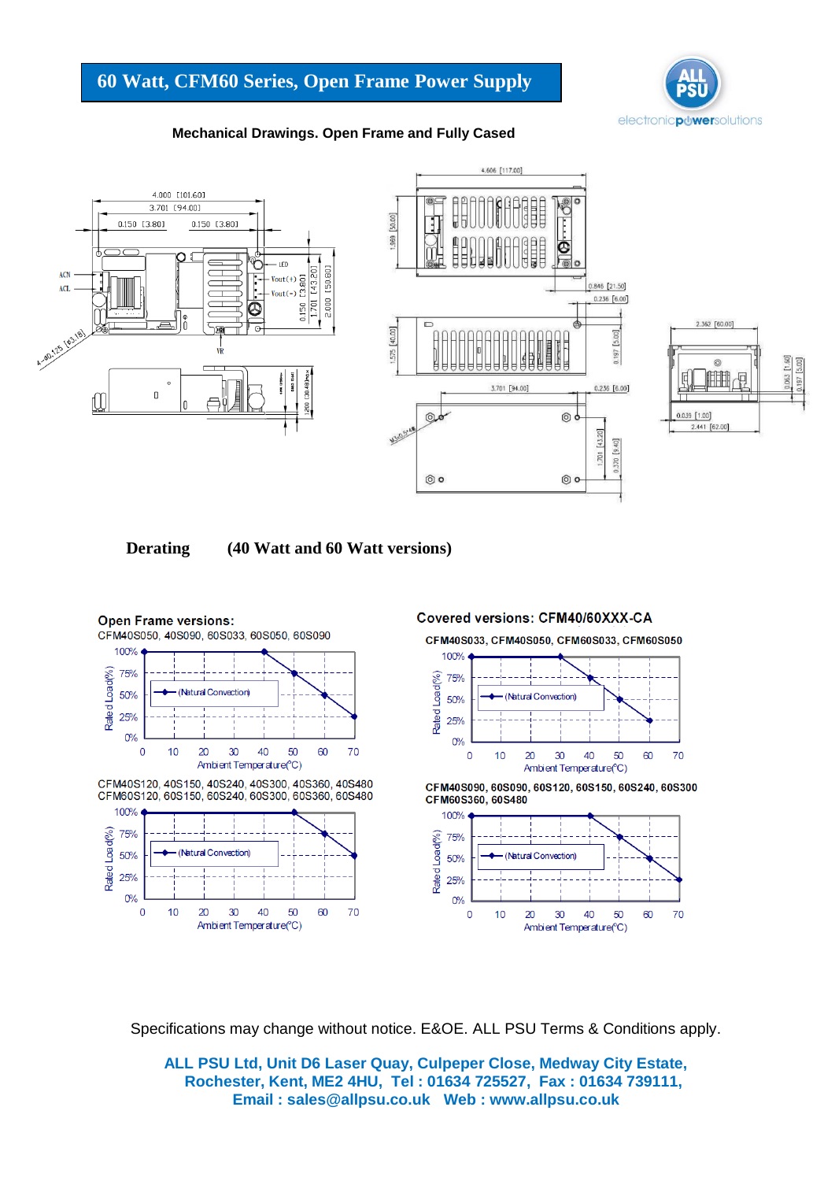# 60 Watt, CFM60 Series, Open Frame Power Supply

### Mechanical Drawings. Open Frame and Fully Cased

4.000 [101.60]
3.701 [94.00]
0.150 [3.80]
0.150 [3.80]
ACN
ACL
LED
Vout(+)
Vout(−)
0.150 [3.80]
1.701 [43.20]
2.000 [50.80]
4-ø0.125 [ø3.18]
VR
1.200 [30.48]Max

4.606 [117.00]
1.969 [50.00]
0.846 [21.50]
0.236 [6.00]
1.575 [40.00]
0.197 [5.00]
3.701 [94.00]
0.236 [6.00]
M3x0.5*4R
1.701 [43.20]
0.370 [9.40]

2.362 [60.00]
0.063 [1.60]
0.197 [5.00]
0.039 [1.00]
2.441 [62.00]

## Derating (40 Watt and 60 Watt versions)

**Open Frame versions:**

CFM40S050, 40S090, 60S033, 60S050, 60S090

Rated Load(%)
100%
75%
50%
25%
0%
(Natural Convection)
0 10 20 30 40 50 60 70
Ambient Temperature(°C)

CFM40S120, 40S150, 40S240, 40S300, 40S360, 40S480
CFM60S120, 60S150, 60S240, 60S300, 60S360, 60S480

Rated Load(%)
100%
75%
50%
25%
0%
(Natural Convection)
0 10 20 30 40 50 60 70
Ambient Temperature(°C)

**Covered versions: CFM40/60XXX-CA**

**CFM40S033, CFM40S050, CFM60S033, CFM60S050**

Rated Load(%)
100%
75%
50%
25%
0%
(Natural Convection)
0 10 20 30 40 50 60 70
Ambient Temperature(°C)

**CFM40S090, 60S090, 60S120, 60S150, 60S240, 60S300 CFM60S360, 60S480**

Rated Load(%)
100%
75%
50%
25%
0%
(Natural Convection)
0 10 20 30 40 50 60 70
Ambient Temperature(°C)

Specifications may change without notice. E&OE. ALL PSU Terms & Conditions apply.

**ALL PSU Ltd, Unit D6 Laser Quay, Culpeper Close, Medway City Estate, Rochester, Kent, ME2 4HU, Tel : 01634 725527, Fax : 01634 739111, Email : sales@allpsu.co.uk Web : www.allpsu.co.uk**